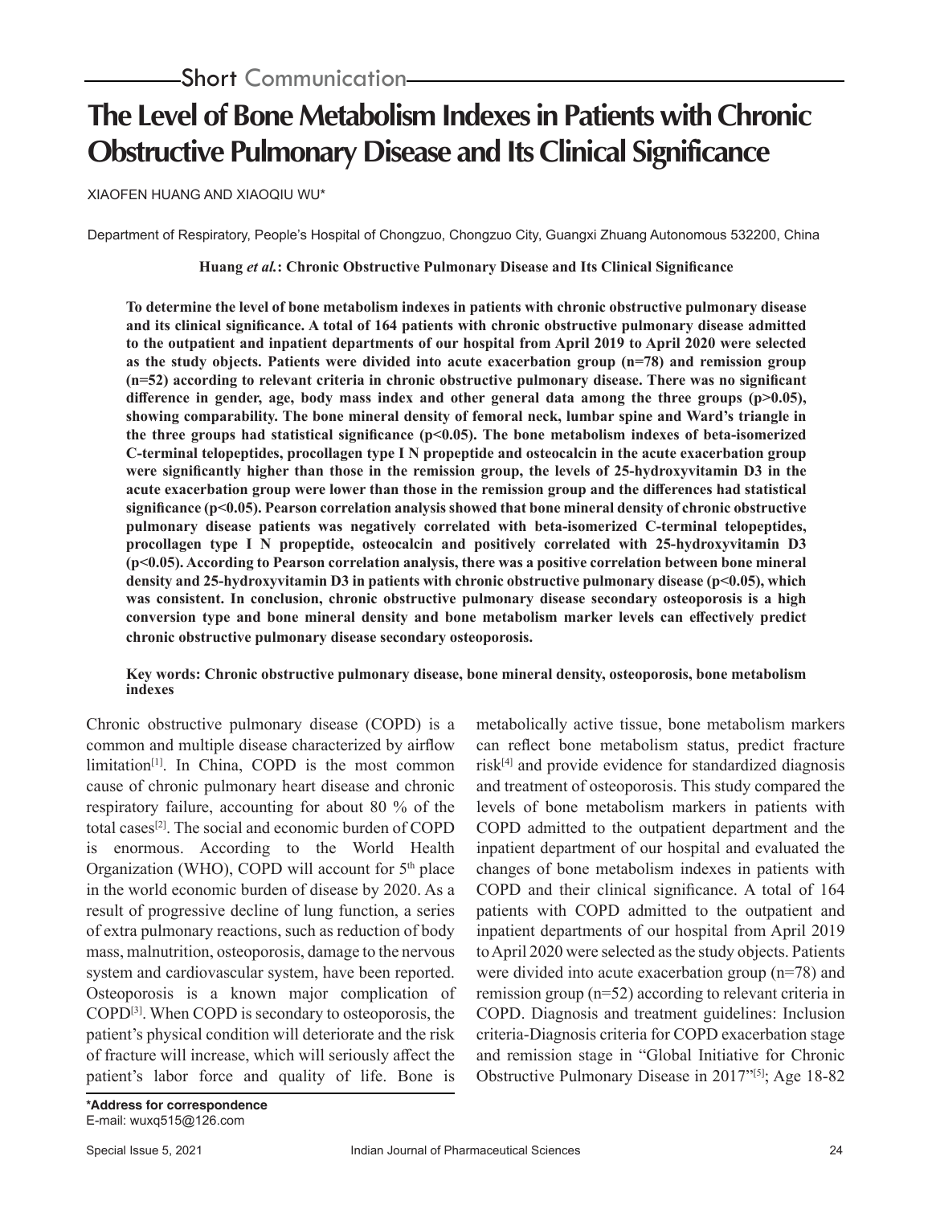Short Communication

# The Level of Bone Metabolism Indexes in Patients with Chronic Obstructive Pulmonary Disease and Its Clinical Significance

XIAOFEN HUANG AND XIAOQIU WU*

Department of Respiratory, People's Hospital of Chongzuo, Chongzuo City, Guangxi Zhuang Autonomous 532200, China

**Huang *et al.*: Chronic Obstructive Pulmonary Disease and Its Clinical Significance**

**To determine the level of bone metabolism indexes in patients with chronic obstructive pulmonary disease and its clinical significance. A total of 164 patients with chronic obstructive pulmonary disease admitted to the outpatient and inpatient departments of our hospital from April 2019 to April 2020 were selected as the study objects. Patients were divided into acute exacerbation group (n=78) and remission group (n=52) according to relevant criteria in chronic obstructive pulmonary disease. There was no significant difference in gender, age, body mass index and other general data among the three groups ($p>0.05$), showing comparability. The bone mineral density of femoral neck, lumbar spine and Ward's triangle in the three groups had statistical significance ($p<0.05$). The bone metabolism indexes of beta-isomerized C-terminal telopeptides, procollagen type I N propeptide and osteocalcin in the acute exacerbation group were significantly higher than those in the remission group, the levels of 25-hydroxyvitamin D3 in the acute exacerbation group were lower than those in the remission group and the differences had statistical significance ($p<0.05$). Pearson correlation analysis showed that bone mineral density of chronic obstructive pulmonary disease patients was negatively correlated with beta-isomerized C-terminal telopeptides, procollagen type I N propeptide, osteocalcin and positively correlated with 25-hydroxyvitamin D3 ($p<0.05$). According to Pearson correlation analysis, there was a positive correlation between bone mineral density and 25-hydroxyvitamin D3 in patients with chronic obstructive pulmonary disease ($p<0.05$), which was consistent. In conclusion, chronic obstructive pulmonary disease secondary osteoporosis is a high conversion type and bone mineral density and bone metabolism marker levels can effectively predict chronic obstructive pulmonary disease secondary osteoporosis.**

**Key words: Chronic obstructive pulmonary disease, bone mineral density, osteoporosis, bone metabolism indexes**

Chronic obstructive pulmonary disease (COPD) is a common and multiple disease characterized by airflow limitation[1]. In China, COPD is the most common cause of chronic pulmonary heart disease and chronic respiratory failure, accounting for about 80 % of the total cases[2]. The social and economic burden of COPD is enormous. According to the World Health Organization (WHO), COPD will account for 5th place in the world economic burden of disease by 2020. As a result of progressive decline of lung function, a series of extra pulmonary reactions, such as reduction of body mass, malnutrition, osteoporosis, damage to the nervous system and cardiovascular system, have been reported. Osteoporosis is a known major complication of COPD[3]. When COPD is secondary to osteoporosis, the patient's physical condition will deteriorate and the risk of fracture will increase, which will seriously affect the patient's labor force and quality of life. Bone is metabolically active tissue, bone metabolism markers can reflect bone metabolism status, predict fracture risk[4] and provide evidence for standardized diagnosis and treatment of osteoporosis. This study compared the levels of bone metabolism markers in patients with COPD admitted to the outpatient department and the inpatient department of our hospital and evaluated the changes of bone metabolism indexes in patients with COPD and their clinical significance. A total of 164 patients with COPD admitted to the outpatient and inpatient departments of our hospital from April 2019 to April 2020 were selected as the study objects. Patients were divided into acute exacerbation group (n=78) and remission group (n=52) according to relevant criteria in COPD. Diagnosis and treatment guidelines: Inclusion criteria-Diagnosis criteria for COPD exacerbation stage and remission stage in "Global Initiative for Chronic Obstructive Pulmonary Disease in 2017"[5]; Age 18-82

**\*Address for correspondence**
E-mail: wuxq515@126.com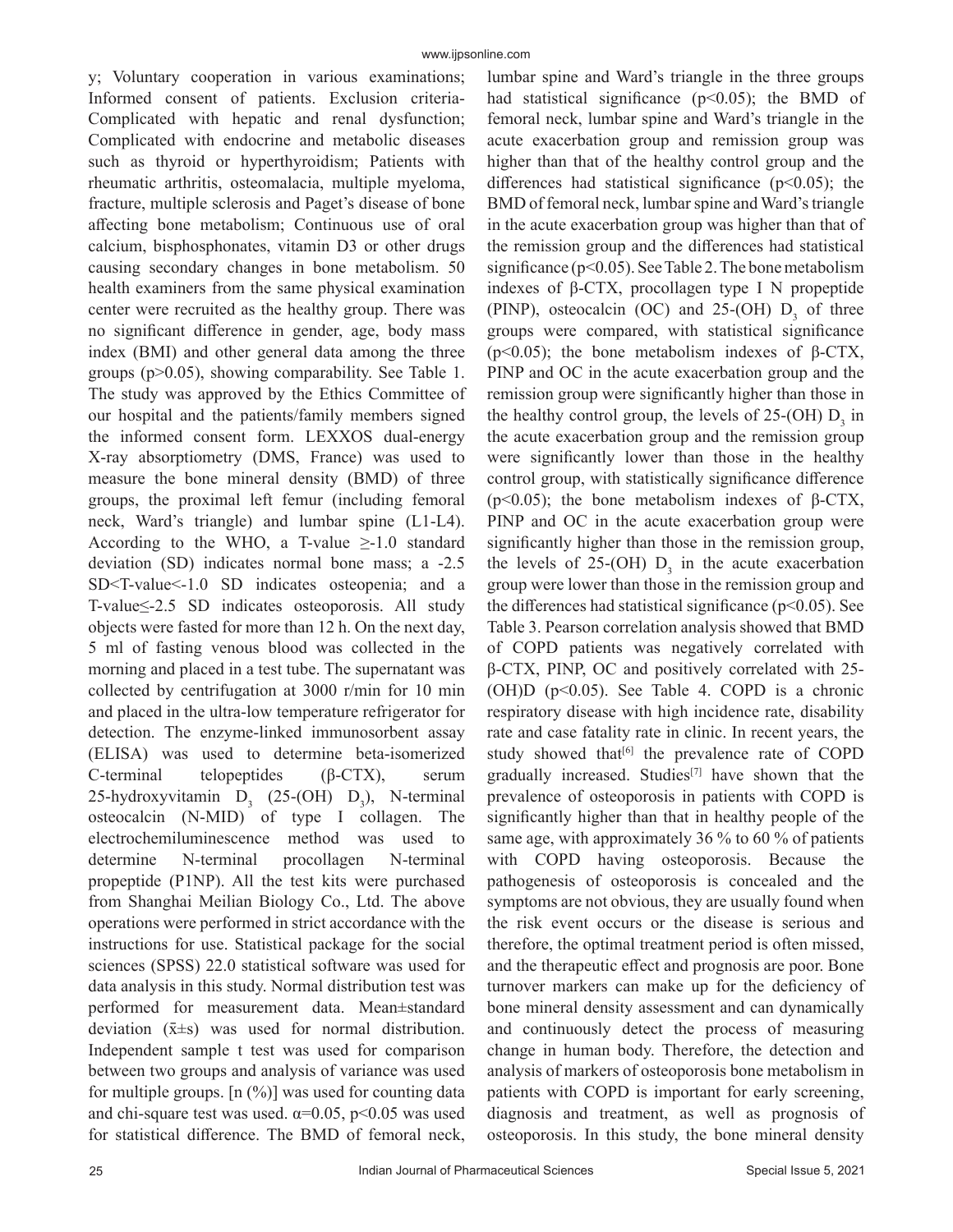y; Voluntary cooperation in various examinations; Informed consent of patients. Exclusion criteria- Complicated with hepatic and renal dysfunction; Complicated with endocrine and metabolic diseases such as thyroid or hyperthyroidism; Patients with rheumatic arthritis, osteomalacia, multiple myeloma, fracture, multiple sclerosis and Paget's disease of bone affecting bone metabolism; Continuous use of oral calcium, bisphosphonates, vitamin D3 or other drugs causing secondary changes in bone metabolism. 50 health examiners from the same physical examination center were recruited as the healthy group. There was no significant difference in gender, age, body mass index (BMI) and other general data among the three groups ($p>0.05$), showing comparability. See Table 1. The study was approved by the Ethics Committee of our hospital and the patients/family members signed the informed consent form. LEXXOS dual-energy X-ray absorptiometry (DMS, France) was used to measure the bone mineral density (BMD) of three groups, the proximal left femur (including femoral neck, Ward's triangle) and lumbar spine (L1-L4). According to the WHO, a T-value ≥-1.0 standard deviation (SD) indicates normal bone mass; a -2.5 SD<T-value<-1.0 SD indicates osteopenia; and a T-value≤-2.5 SD indicates osteoporosis. All study objects were fasted for more than 12 h. On the next day, 5 ml of fasting venous blood was collected in the morning and placed in a test tube. The supernatant was collected by centrifugation at 3000 r/min for 10 min and placed in the ultra-low temperature refrigerator for detection. The enzyme-linked immunosorbent assay (ELISA) was used to determine beta-isomerized C-terminal telopeptides (β-CTX), serum 25-hydroxyvitamin $D_3$ (25-(OH) $D_3$), N-terminal osteocalcin (N-MID) of type I collagen. The electrochemiluminescence method was used to determine N-terminal procollagen N-terminal propeptide (P1NP). All the test kits were purchased from Shanghai Meilian Biology Co., Ltd. The above operations were performed in strict accordance with the instructions for use. Statistical package for the social sciences (SPSS) 22.0 statistical software was used for data analysis in this study. Normal distribution test was performed for measurement data. Mean±standard deviation ($\bar{x}\pm s$) was used for normal distribution. Independent sample t test was used for comparison between two groups and analysis of variance was used for multiple groups. [n (%)] was used for counting data and chi-square test was used. $\alpha=0.05$, $p<0.05$ was used for statistical difference. The BMD of femoral neck, lumbar spine and Ward's triangle in the three groups had statistical significance ($p<0.05$); the BMD of femoral neck, lumbar spine and Ward's triangle in the acute exacerbation group and remission group was higher than that of the healthy control group and the differences had statistical significance ($p<0.05$); the BMD of femoral neck, lumbar spine and Ward's triangle in the acute exacerbation group was higher than that of the remission group and the differences had statistical significance ($p<0.05$). See Table 2. The bone metabolism indexes of β-CTX, procollagen type I N propeptide (PINP), osteocalcin (OC) and 25-(OH) $D_3$ of three groups were compared, with statistical significance ($p<0.05$); the bone metabolism indexes of β-CTX, PINP and OC in the acute exacerbation group and the remission group were significantly higher than those in the healthy control group, the levels of 25-(OH) $D_3$ in the acute exacerbation group and the remission group were significantly lower than those in the healthy control group, with statistically significance difference ($p<0.05$); the bone metabolism indexes of β-CTX, PINP and OC in the acute exacerbation group were significantly higher than those in the remission group, the levels of 25-(OH) $D_3$ in the acute exacerbation group were lower than those in the remission group and the differences had statistical significance ($p<0.05$). See Table 3. Pearson correlation analysis showed that BMD of COPD patients was negatively correlated with β-CTX, PINP, OC and positively correlated with 25-(OH)D ($p<0.05$). See Table 4. COPD is a chronic respiratory disease with high incidence rate, disability rate and case fatality rate in clinic. In recent years, the study showed that[6] the prevalence rate of COPD gradually increased. Studies[7] have shown that the prevalence of osteoporosis in patients with COPD is significantly higher than that in healthy people of the same age, with approximately 36 % to 60 % of patients with COPD having osteoporosis. Because the pathogenesis of osteoporosis is concealed and the symptoms are not obvious, they are usually found when the risk event occurs or the disease is serious and therefore, the optimal treatment period is often missed, and the therapeutic effect and prognosis are poor. Bone turnover markers can make up for the deficiency of bone mineral density assessment and can dynamically and continuously detect the process of measuring change in human body. Therefore, the detection and analysis of markers of osteoporosis bone metabolism in patients with COPD is important for early screening, diagnosis and treatment, as well as prognosis of osteoporosis. In this study, the bone mineral density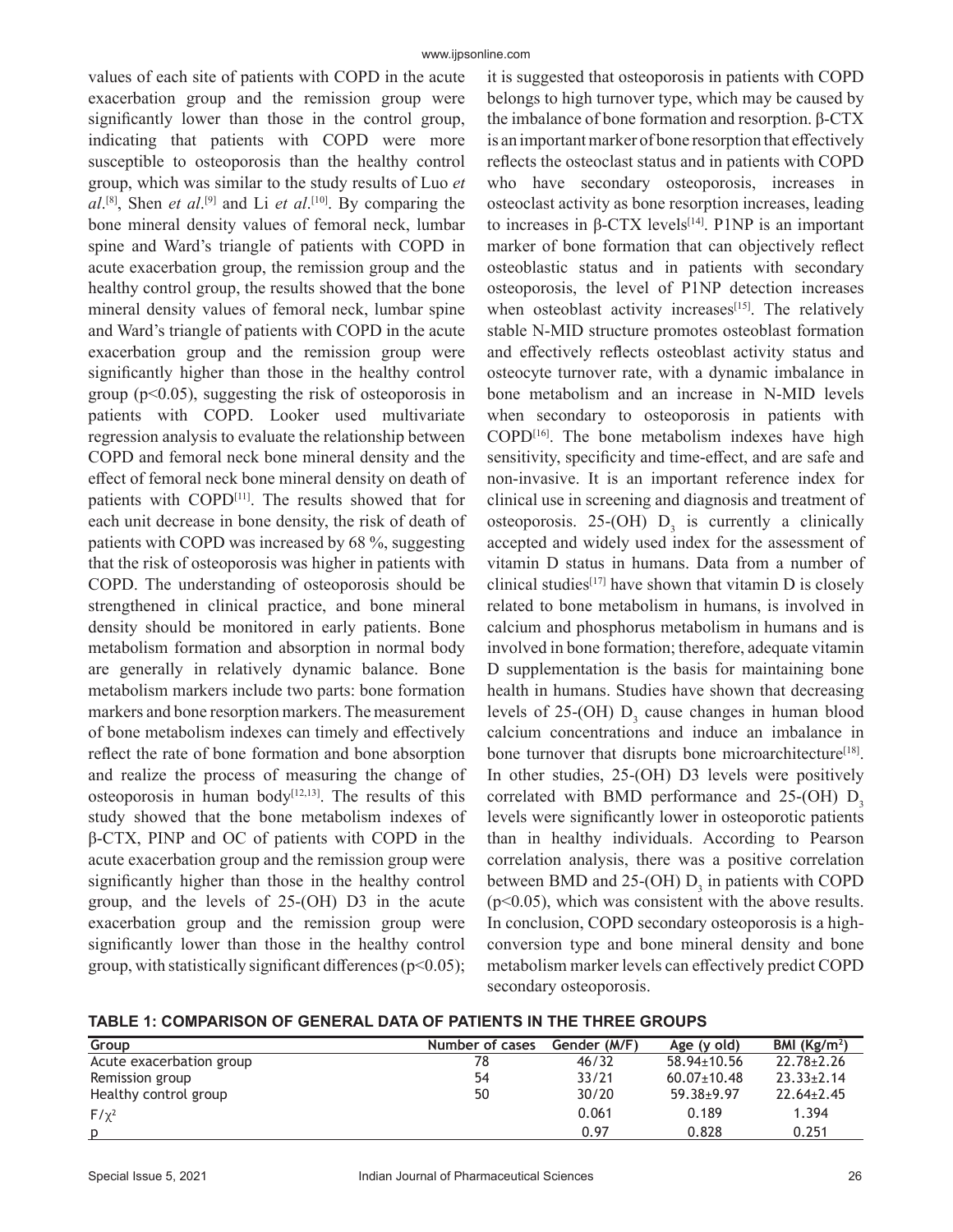values of each site of patients with COPD in the acute exacerbation group and the remission group were significantly lower than those in the control group, indicating that patients with COPD were more susceptible to osteoporosis than the healthy control group, which was similar to the study results of Luo *et al*.[8], Shen *et al*.[9] and Li *et al*.[10]. By comparing the bone mineral density values of femoral neck, lumbar spine and Ward's triangle of patients with COPD in acute exacerbation group, the remission group and the healthy control group, the results showed that the bone mineral density values of femoral neck, lumbar spine and Ward's triangle of patients with COPD in the acute exacerbation group and the remission group were significantly higher than those in the healthy control group ($p<0.05$), suggesting the risk of osteoporosis in patients with COPD. Looker used multivariate regression analysis to evaluate the relationship between COPD and femoral neck bone mineral density and the effect of femoral neck bone mineral density on death of patients with COPD[11]. The results showed that for each unit decrease in bone density, the risk of death of patients with COPD was increased by 68 %, suggesting that the risk of osteoporosis was higher in patients with COPD. The understanding of osteoporosis should be strengthened in clinical practice, and bone mineral density should be monitored in early patients. Bone metabolism formation and absorption in normal body are generally in relatively dynamic balance. Bone metabolism markers include two parts: bone formation markers and bone resorption markers. The measurement of bone metabolism indexes can timely and effectively reflect the rate of bone formation and bone absorption and realize the process of measuring the change of osteoporosis in human body[12,13]. The results of this study showed that the bone metabolism indexes of β-CTX, PINP and OC of patients with COPD in the acute exacerbation group and the remission group were significantly higher than those in the healthy control group, and the levels of 25-(OH) D3 in the acute exacerbation group and the remission group were significantly lower than those in the healthy control group, with statistically significant differences ($p<0.05$); it is suggested that osteoporosis in patients with COPD belongs to high turnover type, which may be caused by the imbalance of bone formation and resorption. β-CTX is an important marker of bone resorption that effectively reflects the osteoclast status and in patients with COPD who have secondary osteoporosis, increases in osteoclast activity as bone resorption increases, leading to increases in β-CTX levels[14]. P1NP is an important marker of bone formation that can objectively reflect osteoblastic status and in patients with secondary osteoporosis, the level of P1NP detection increases when osteoblast activity increases[15]. The relatively stable N-MID structure promotes osteoblast formation and effectively reflects osteoblast activity status and osteocyte turnover rate, with a dynamic imbalance in bone metabolism and an increase in N-MID levels when secondary to osteoporosis in patients with COPD[16]. The bone metabolism indexes have high sensitivity, specificity and time-effect, and are safe and non-invasive. It is an important reference index for clinical use in screening and diagnosis and treatment of osteoporosis. 25-(OH) $D_3$ is currently a clinically accepted and widely used index for the assessment of vitamin D status in humans. Data from a number of clinical studies[17] have shown that vitamin D is closely related to bone metabolism in humans, is involved in calcium and phosphorus metabolism in humans and is involved in bone formation; therefore, adequate vitamin D supplementation is the basis for maintaining bone health in humans. Studies have shown that decreasing levels of 25-(OH) $D_3$ cause changes in human blood calcium concentrations and induce an imbalance in bone turnover that disrupts bone microarchitecture[18]. In other studies, 25-(OH) D3 levels were positively correlated with BMD performance and 25-(OH) $D_3$ levels were significantly lower in osteoporotic patients than in healthy individuals. According to Pearson correlation analysis, there was a positive correlation between BMD and 25-(OH) $D_3$ in patients with COPD ($p<0.05$), which was consistent with the above results. In conclusion, COPD secondary osteoporosis is a high-conversion type and bone mineral density and bone metabolism marker levels can effectively predict COPD secondary osteoporosis.

**TABLE 1: COMPARISON OF GENERAL DATA OF PATIENTS IN THE THREE GROUPS**

| Group | Number of cases | Gender (M/F) | Age (y old) | BMI ($Kg/m^2$) |
|---|---|---|---|---|
| Acute exacerbation group | 78 | 46/32 | 58.94±10.56 | 22.78±2.26 |
| Remission group | 54 | 33/21 | 60.07±10.48 | 23.33±2.14 |
| Healthy control group | 50 | 30/20 | 59.38±9.97 | 22.64±2.45 |
| $F/\chi^2$ | | 0.061 | 0.189 | 1.394 |
| p | | 0.97 | 0.828 | 0.251 |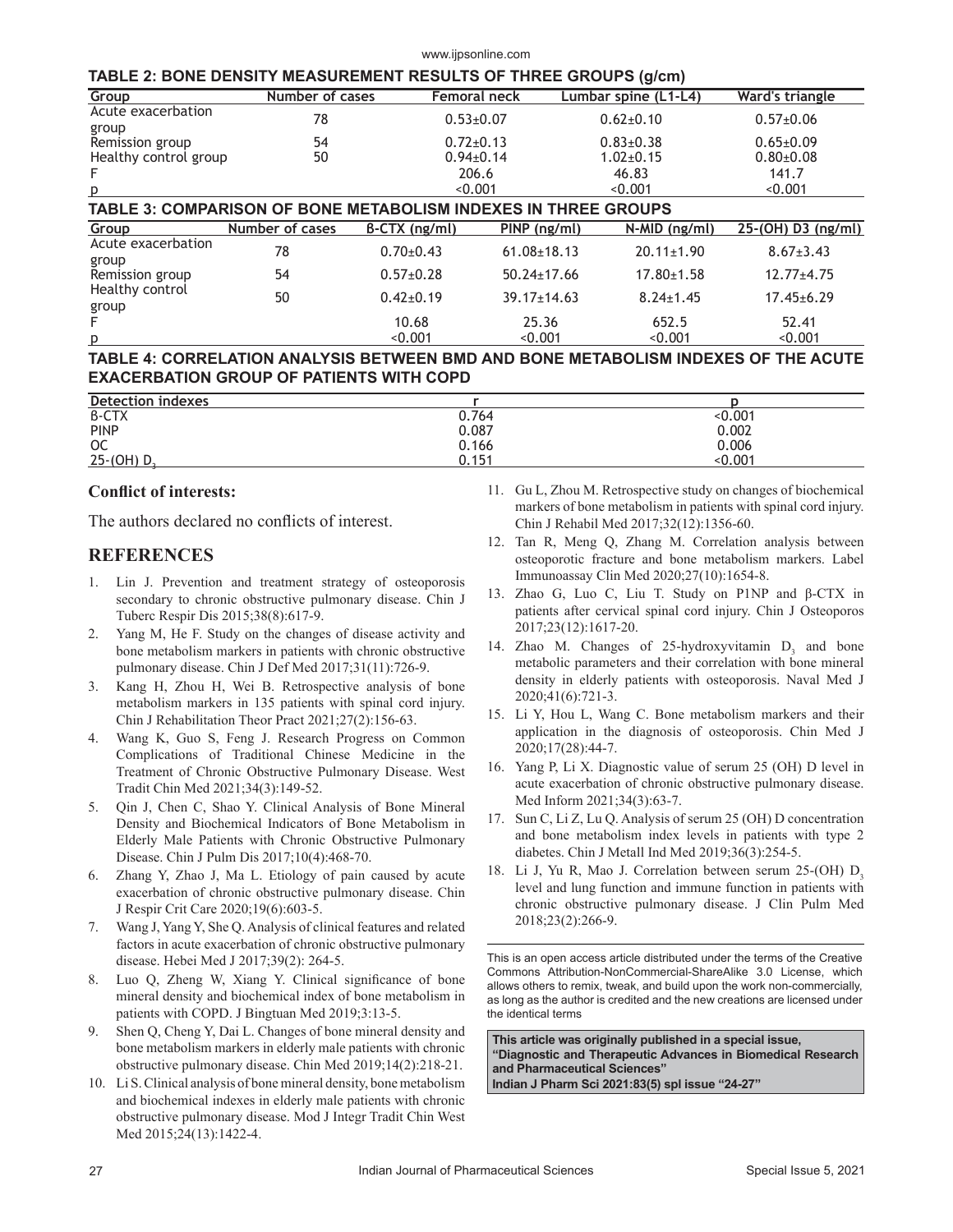**TABLE 2: BONE DENSITY MEASUREMENT RESULTS OF THREE GROUPS (g/cm)**

| Group | Number of cases | Femoral neck | Lumbar spine (L1-L4) | Ward's triangle |
|---|---|---|---|---|
| Acute exacerbation group | 78 | 0.53±0.07 | 0.62±0.10 | 0.57±0.06 |
| Remission group | 54 | 0.72±0.13 | 0.83±0.38 | 0.65±0.09 |
| Healthy control group | 50 | 0.94±0.14 | 1.02±0.15 | 0.80±0.08 |
| F | | 206.6 | 46.83 | 141.7 |
| p | | <0.001 | <0.001 | <0.001 |

**TABLE 3: COMPARISON OF BONE METABOLISM INDEXES IN THREE GROUPS**

| Group | Number of cases | β-CTX (ng/ml) | PINP (ng/ml) | N-MID (ng/ml) | 25-(OH) D3 (ng/ml) |
|---|---|---|---|---|---|
| Acute exacerbation group | 78 | 0.70±0.43 | 61.08±18.13 | 20.11±1.90 | 8.67±3.43 |
| Remission group | 54 | 0.57±0.28 | 50.24±17.66 | 17.80±1.58 | 12.77±4.75 |
| Healthy control group | 50 | 0.42±0.19 | 39.17±14.63 | 8.24±1.45 | 17.45±6.29 |
| F | | 10.68 | 25.36 | 652.5 | 52.41 |
| p | | <0.001 | <0.001 | <0.001 | <0.001 |

**TABLE 4: CORRELATION ANALYSIS BETWEEN BMD AND BONE METABOLISM INDEXES OF THE ACUTE EXACERBATION GROUP OF PATIENTS WITH COPD**

| Detection indexes | r | p |
|---|---|---|
| β-CTX | 0.764 | <0.001 |
| PINP | 0.087 | 0.002 |
| OC | 0.166 | 0.006 |
| 25-(OH) $D_3$ | 0.151 | <0.001 |

### Conflict of interests:

The authors declared no conflicts of interest.

## REFERENCES

1. Lin J. Prevention and treatment strategy of osteoporosis secondary to chronic obstructive pulmonary disease. Chin J Tuberc Respir Dis 2015;38(8):617-9.
2. Yang M, He F. Study on the changes of disease activity and bone metabolism markers in patients with chronic obstructive pulmonary disease. Chin J Def Med 2017;31(11):726-9.
3. Kang H, Zhou H, Wei B. Retrospective analysis of bone metabolism markers in 135 patients with spinal cord injury. Chin J Rehabilitation Theor Pract 2021;27(2):156-63.
4. Wang K, Guo S, Feng J. Research Progress on Common Complications of Traditional Chinese Medicine in the Treatment of Chronic Obstructive Pulmonary Disease. West Tradit Chin Med 2021;34(3):149-52.
5. Qin J, Chen C, Shao Y. Clinical Analysis of Bone Mineral Density and Biochemical Indicators of Bone Metabolism in Elderly Male Patients with Chronic Obstructive Pulmonary Disease. Chin J Pulm Dis 2017;10(4):468-70.
6. Zhang Y, Zhao J, Ma L. Etiology of pain caused by acute exacerbation of chronic obstructive pulmonary disease. Chin J Respir Crit Care 2020;19(6):603-5.
7. Wang J, Yang Y, She Q. Analysis of clinical features and related factors in acute exacerbation of chronic obstructive pulmonary disease. Hebei Med J 2017;39(2): 264-5.
8. Luo Q, Zheng W, Xiang Y. Clinical significance of bone mineral density and biochemical index of bone metabolism in patients with COPD. J Bingtuan Med 2019;3:13-5.
9. Shen Q, Cheng Y, Dai L. Changes of bone mineral density and bone metabolism markers in elderly male patients with chronic obstructive pulmonary disease. Chin Med 2019;14(2):218-21.
10. Li S. Clinical analysis of bone mineral density, bone metabolism and biochemical indexes in elderly male patients with chronic obstructive pulmonary disease. Mod J Integr Tradit Chin West Med 2015;24(13):1422-4.
11. Gu L, Zhou M. Retrospective study on changes of biochemical markers of bone metabolism in patients with spinal cord injury. Chin J Rehabil Med 2017;32(12):1356-60.
12. Tan R, Meng Q, Zhang M. Correlation analysis between osteoporotic fracture and bone metabolism markers. Label Immunoassay Clin Med 2020;27(10):1654-8.
13. Zhao G, Luo C, Liu T. Study on P1NP and β-CTX in patients after cervical spinal cord injury. Chin J Osteoporos 2017;23(12):1617-20.
14. Zhao M. Changes of 25-hydroxyvitamin $D_3$ and bone metabolic parameters and their correlation with bone mineral density in elderly patients with osteoporosis. Naval Med J 2020;41(6):721-3.
15. Li Y, Hou L, Wang C. Bone metabolism markers and their application in the diagnosis of osteoporosis. Chin Med J 2020;17(28):44-7.
16. Yang P, Li X. Diagnostic value of serum 25 (OH) D level in acute exacerbation of chronic obstructive pulmonary disease. Med Inform 2021;34(3):63-7.
17. Sun C, Li Z, Lu Q. Analysis of serum 25 (OH) D concentration and bone metabolism index levels in patients with type 2 diabetes. Chin J Metall Ind Med 2019;36(3):254-5.
18. Li J, Yu R, Mao J. Correlation between serum 25-(OH) $D_3$ level and lung function and immune function in patients with chronic obstructive pulmonary disease. J Clin Pulm Med 2018;23(2):266-9.

This is an open access article distributed under the terms of the Creative Commons Attribution-NonCommercial-ShareAlike 3.0 License, which allows others to remix, tweak, and build upon the work non-commercially, as long as the author is credited and the new creations are licensed under the identical terms

**This article was originally published in a special issue, "Diagnostic and Therapeutic Advances in Biomedical Research and Pharmaceutical Sciences"**
**Indian J Pharm Sci 2021:83(5) spl issue "24-27"**